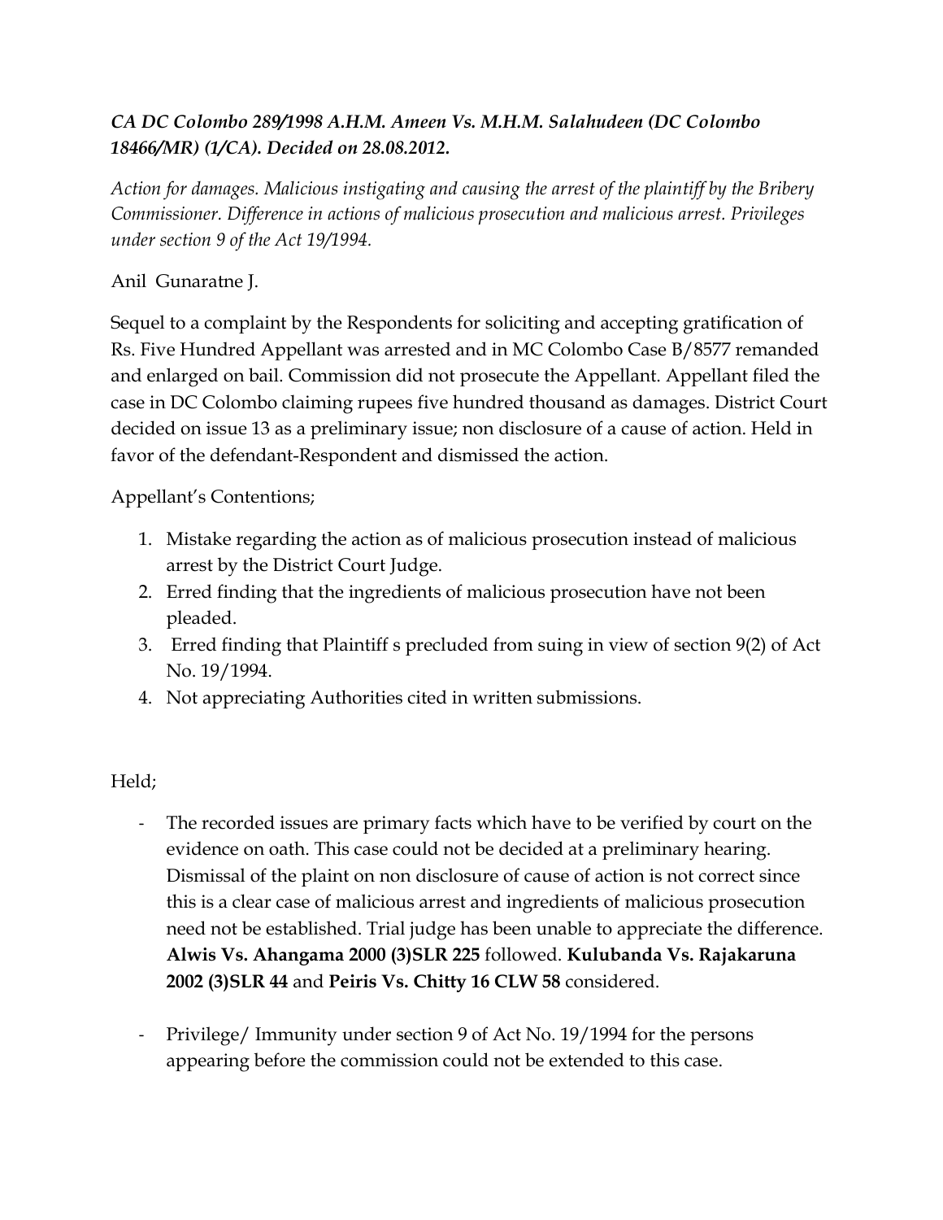***CA DC Colombo 289/1998 A.H.M. Ameen Vs. M.H.M. Salahudeen (DC Colombo 18466/MR) (1/CA). Decided on 28.08.2012.***

*Action for damages. Malicious instigating and causing the arrest of the plaintiff by the Bribery Commissioner. Difference in actions of malicious prosecution and malicious arrest. Privileges under section 9 of the Act 19/1994.*

Anil Gunaratne J.

Sequel to a complaint by the Respondents for soliciting and accepting gratification of Rs. Five Hundred Appellant was arrested and in MC Colombo Case B/8577 remanded and enlarged on bail. Commission did not prosecute the Appellant. Appellant filed the case in DC Colombo claiming rupees five hundred thousand as damages. District Court decided on issue 13 as a preliminary issue; non disclosure of a cause of action. Held in favor of the defendant-Respondent and dismissed the action.

Appellant's Contentions;

1. Mistake regarding the action as of malicious prosecution instead of malicious arrest by the District Court Judge.
2. Erred finding that the ingredients of malicious prosecution have not been pleaded.
3. Erred finding that Plaintiff s precluded from suing in view of section 9(2) of Act No. 19/1994.
4. Not appreciating Authorities cited in written submissions.

Held;

- The recorded issues are primary facts which have to be verified by court on the evidence on oath. This case could not be decided at a preliminary hearing. Dismissal of the plaint on non disclosure of cause of action is not correct since this is a clear case of malicious arrest and ingredients of malicious prosecution need not be established. Trial judge has been unable to appreciate the difference. **Alwis Vs. Ahangama 2000 (3)SLR 225** followed. **Kulubanda Vs. Rajakaruna 2002 (3)SLR 44** and **Peiris Vs. Chitty 16 CLW 58** considered.

- Privilege/ Immunity under section 9 of Act No. 19/1994 for the persons appearing before the commission could not be extended to this case.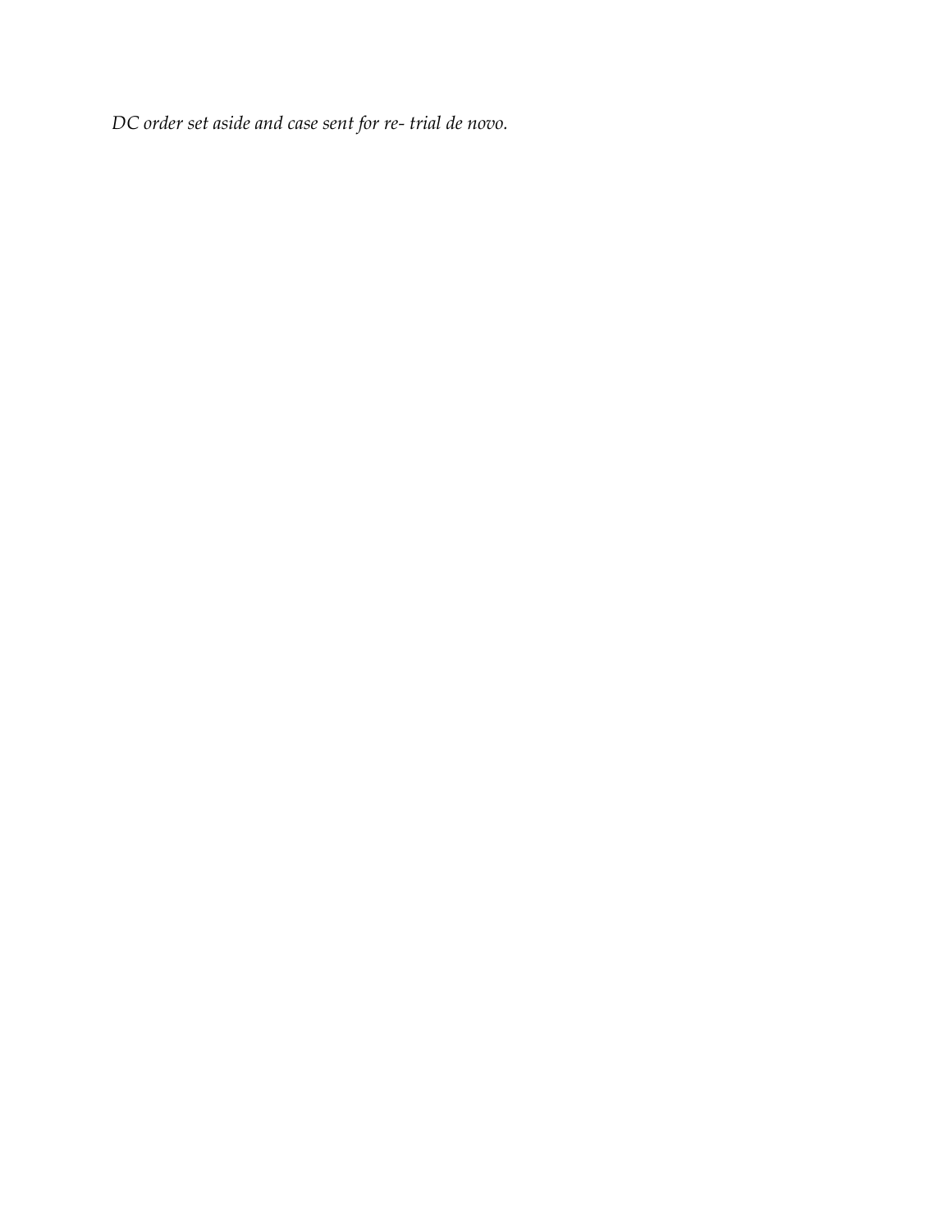*DC order set aside and case sent for re- trial de novo.*